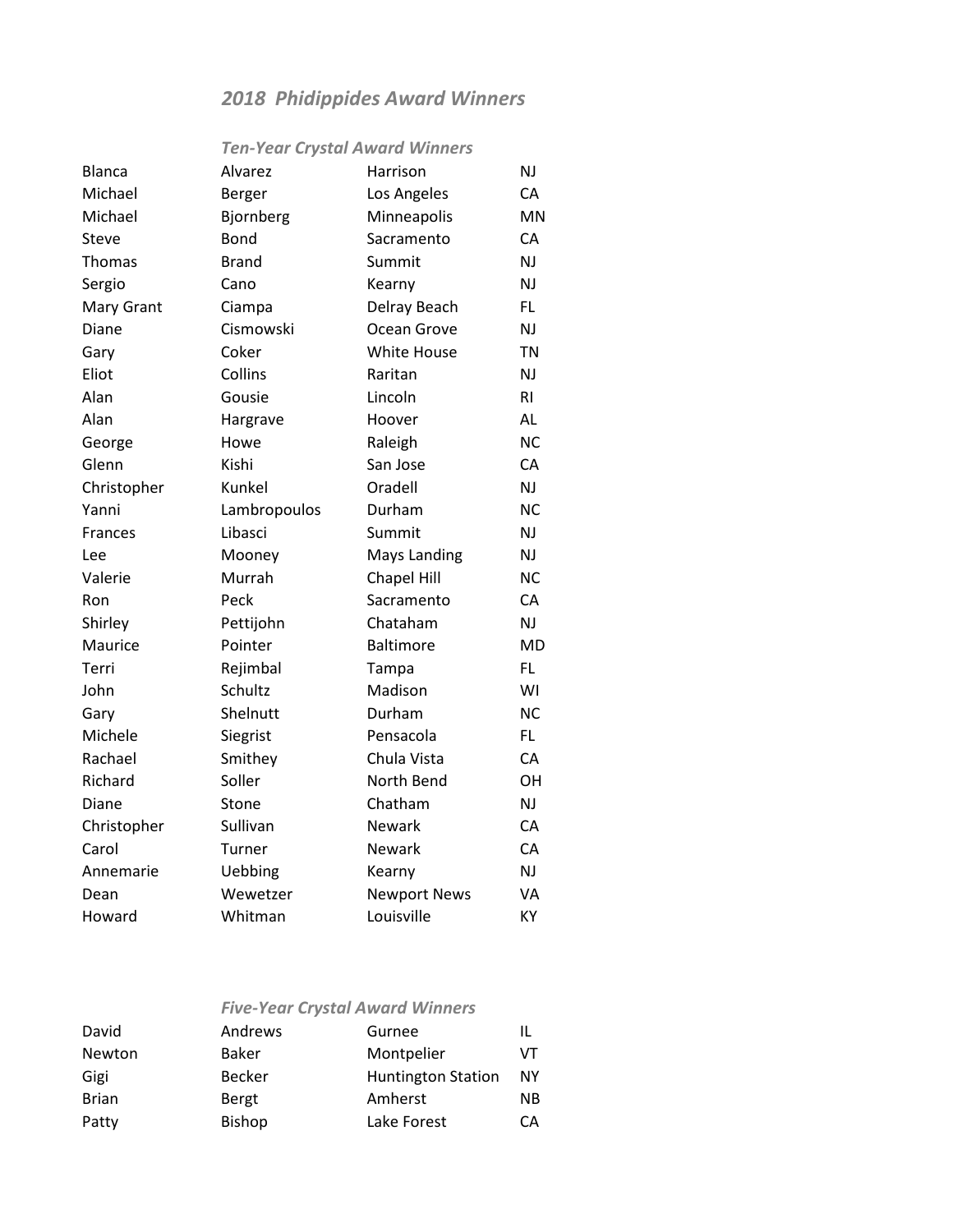## *2018 Phidippides Award Winners*

### *Ten-Year Crystal Award Winners*

| | | | |
|---|---|---|---|
| Blanca | Alvarez | Harrison | NJ |
| Michael | Berger | Los Angeles | CA |
| Michael | Bjornberg | Minneapolis | MN |
| Steve | Bond | Sacramento | CA |
| Thomas | Brand | Summit | NJ |
| Sergio | Cano | Kearny | NJ |
| Mary Grant | Ciampa | Delray Beach | FL |
| Diane | Cismowski | Ocean Grove | NJ |
| Gary | Coker | White House | TN |
| Eliot | Collins | Raritan | NJ |
| Alan | Gousie | Lincoln | RI |
| Alan | Hargrave | Hoover | AL |
| George | Howe | Raleigh | NC |
| Glenn | Kishi | San Jose | CA |
| Christopher | Kunkel | Oradell | NJ |
| Yanni | Lambropoulos | Durham | NC |
| Frances | Libasci | Summit | NJ |
| Lee | Mooney | Mays Landing | NJ |
| Valerie | Murrah | Chapel Hill | NC |
| Ron | Peck | Sacramento | CA |
| Shirley | Pettijohn | Chataham | NJ |
| Maurice | Pointer | Baltimore | MD |
| Terri | Rejimbal | Tampa | FL |
| John | Schultz | Madison | WI |
| Gary | Shelnutt | Durham | NC |
| Michele | Siegrist | Pensacola | FL |
| Rachael | Smithey | Chula Vista | CA |
| Richard | Soller | North Bend | OH |
| Diane | Stone | Chatham | NJ |
| Christopher | Sullivan | Newark | CA |
| Carol | Turner | Newark | CA |
| Annemarie | Uebbing | Kearny | NJ |
| Dean | Wewetzer | Newport News | VA |
| Howard | Whitman | Louisville | KY |

### *Five-Year Crystal Award Winners*

| | | | |
|---|---|---|---|
| David | Andrews | Gurnee | IL |
| Newton | Baker | Montpelier | VT |
| Gigi | Becker | Huntington Station | NY |
| Brian | Bergt | Amherst | NB |
| Patty | Bishop | Lake Forest | CA |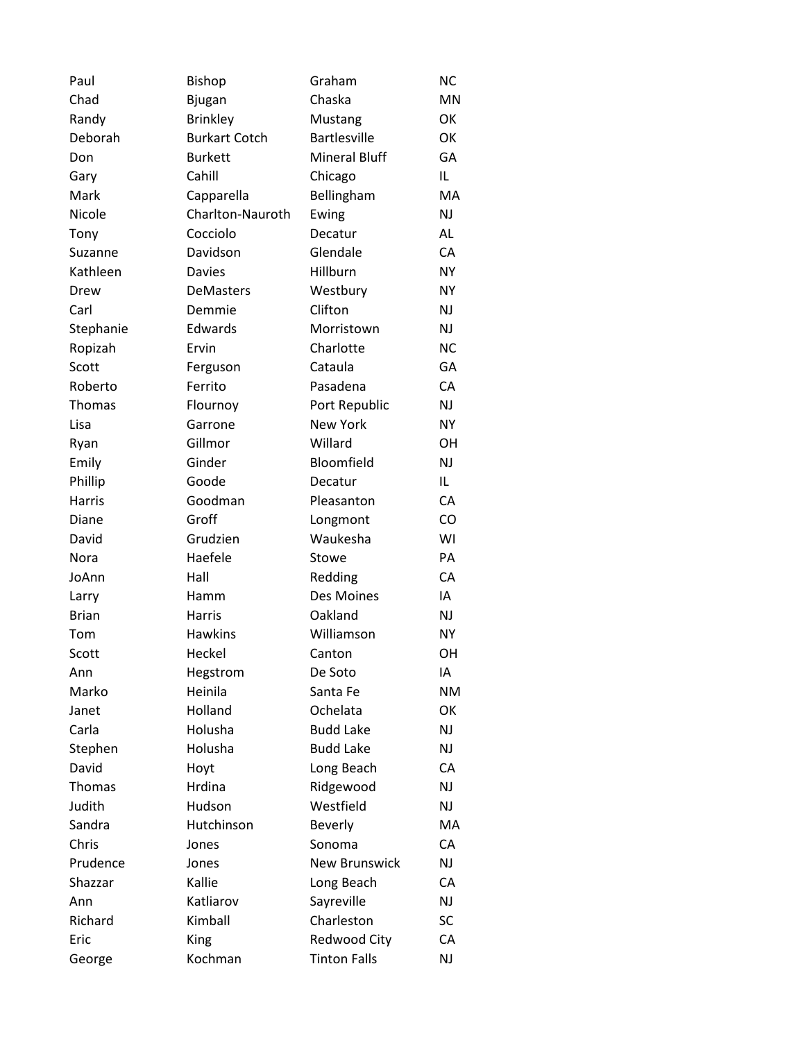| | | | |
|---|---|---|---|
| Paul | Bishop | Graham | NC |
| Chad | Bjugan | Chaska | MN |
| Randy | Brinkley | Mustang | OK |
| Deborah | Burkart Cotch | Bartlesville | OK |
| Don | Burkett | Mineral Bluff | GA |
| Gary | Cahill | Chicago | IL |
| Mark | Capparella | Bellingham | MA |
| Nicole | Charlton-Nauroth | Ewing | NJ |
| Tony | Cocciolo | Decatur | AL |
| Suzanne | Davidson | Glendale | CA |
| Kathleen | Davies | Hillburn | NY |
| Drew | DeMasters | Westbury | NY |
| Carl | Demmie | Clifton | NJ |
| Stephanie | Edwards | Morristown | NJ |
| Ropizah | Ervin | Charlotte | NC |
| Scott | Ferguson | Cataula | GA |
| Roberto | Ferrito | Pasadena | CA |
| Thomas | Flournoy | Port Republic | NJ |
| Lisa | Garrone | New York | NY |
| Ryan | Gillmor | Willard | OH |
| Emily | Ginder | Bloomfield | NJ |
| Phillip | Goode | Decatur | IL |
| Harris | Goodman | Pleasanton | CA |
| Diane | Groff | Longmont | CO |
| David | Grudzien | Waukesha | WI |
| Nora | Haefele | Stowe | PA |
| JoAnn | Hall | Redding | CA |
| Larry | Hamm | Des Moines | IA |
| Brian | Harris | Oakland | NJ |
| Tom | Hawkins | Williamson | NY |
| Scott | Heckel | Canton | OH |
| Ann | Hegstrom | De Soto | IA |
| Marko | Heinila | Santa Fe | NM |
| Janet | Holland | Ochelata | OK |
| Carla | Holusha | Budd Lake | NJ |
| Stephen | Holusha | Budd Lake | NJ |
| David | Hoyt | Long Beach | CA |
| Thomas | Hrdina | Ridgewood | NJ |
| Judith | Hudson | Westfield | NJ |
| Sandra | Hutchinson | Beverly | MA |
| Chris | Jones | Sonoma | CA |
| Prudence | Jones | New Brunswick | NJ |
| Shazzar | Kallie | Long Beach | CA |
| Ann | Katliarov | Sayreville | NJ |
| Richard | Kimball | Charleston | SC |
| Eric | King | Redwood City | CA |
| George | Kochman | Tinton Falls | NJ |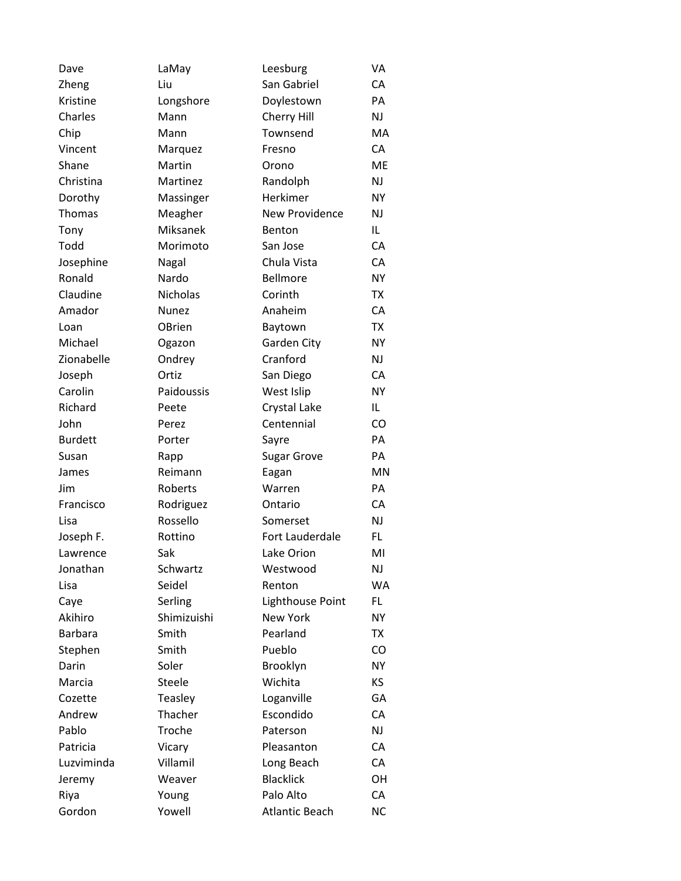| | | | |
|---|---|---|---|
| Dave | LaMay | Leesburg | VA |
| Zheng | Liu | San Gabriel | CA |
| Kristine | Longshore | Doylestown | PA |
| Charles | Mann | Cherry Hill | NJ |
| Chip | Mann | Townsend | MA |
| Vincent | Marquez | Fresno | CA |
| Shane | Martin | Orono | ME |
| Christina | Martinez | Randolph | NJ |
| Dorothy | Massinger | Herkimer | NY |
| Thomas | Meagher | New Providence | NJ |
| Tony | Miksanek | Benton | IL |
| Todd | Morimoto | San Jose | CA |
| Josephine | Nagal | Chula Vista | CA |
| Ronald | Nardo | Bellmore | NY |
| Claudine | Nicholas | Corinth | TX |
| Amador | Nunez | Anaheim | CA |
| Loan | OBrien | Baytown | TX |
| Michael | Ogazon | Garden City | NY |
| Zionabelle | Ondrey | Cranford | NJ |
| Joseph | Ortiz | San Diego | CA |
| Carolin | Paidoussis | West Islip | NY |
| Richard | Peete | Crystal Lake | IL |
| John | Perez | Centennial | CO |
| Burdett | Porter | Sayre | PA |
| Susan | Rapp | Sugar Grove | PA |
| James | Reimann | Eagan | MN |
| Jim | Roberts | Warren | PA |
| Francisco | Rodriguez | Ontario | CA |
| Lisa | Rossello | Somerset | NJ |
| Joseph F. | Rottino | Fort Lauderdale | FL |
| Lawrence | Sak | Lake Orion | MI |
| Jonathan | Schwartz | Westwood | NJ |
| Lisa | Seidel | Renton | WA |
| Caye | Serling | Lighthouse Point | FL |
| Akihiro | Shimizuishi | New York | NY |
| Barbara | Smith | Pearland | TX |
| Stephen | Smith | Pueblo | CO |
| Darin | Soler | Brooklyn | NY |
| Marcia | Steele | Wichita | KS |
| Cozette | Teasley | Loganville | GA |
| Andrew | Thacher | Escondido | CA |
| Pablo | Troche | Paterson | NJ |
| Patricia | Vicary | Pleasanton | CA |
| Luzviminda | Villamil | Long Beach | CA |
| Jeremy | Weaver | Blacklick | OH |
| Riya | Young | Palo Alto | CA |
| Gordon | Yowell | Atlantic Beach | NC |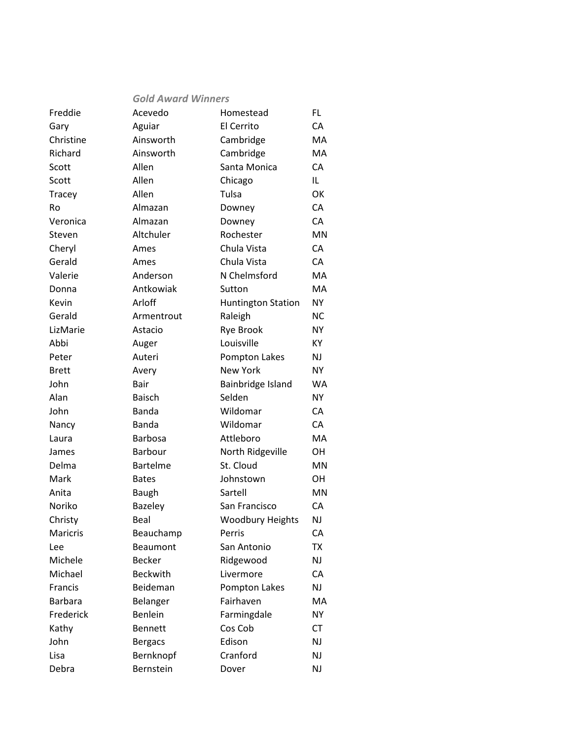*Gold Award Winners*

| | | | |
|---|---|---|---|
| Freddie | Acevedo | Homestead | FL |
| Gary | Aguiar | El Cerrito | CA |
| Christine | Ainsworth | Cambridge | MA |
| Richard | Ainsworth | Cambridge | MA |
| Scott | Allen | Santa Monica | CA |
| Scott | Allen | Chicago | IL |
| Tracey | Allen | Tulsa | OK |
| Ro | Almazan | Downey | CA |
| Veronica | Almazan | Downey | CA |
| Steven | Altchuler | Rochester | MN |
| Cheryl | Ames | Chula Vista | CA |
| Gerald | Ames | Chula Vista | CA |
| Valerie | Anderson | N Chelmsford | MA |
| Donna | Antkowiak | Sutton | MA |
| Kevin | Arloff | Huntington Station | NY |
| Gerald | Armentrout | Raleigh | NC |
| LizMarie | Astacio | Rye Brook | NY |
| Abbi | Auger | Louisville | KY |
| Peter | Auteri | Pompton Lakes | NJ |
| Brett | Avery | New York | NY |
| John | Bair | Bainbridge Island | WA |
| Alan | Baisch | Selden | NY |
| John | Banda | Wildomar | CA |
| Nancy | Banda | Wildomar | CA |
| Laura | Barbosa | Attleboro | MA |
| James | Barbour | North Ridgeville | OH |
| Delma | Bartelme | St. Cloud | MN |
| Mark | Bates | Johnstown | OH |
| Anita | Baugh | Sartell | MN |
| Noriko | Bazeley | San Francisco | CA |
| Christy | Beal | Woodbury Heights | NJ |
| Maricris | Beauchamp | Perris | CA |
| Lee | Beaumont | San Antonio | TX |
| Michele | Becker | Ridgewood | NJ |
| Michael | Beckwith | Livermore | CA |
| Francis | Beideman | Pompton Lakes | NJ |
| Barbara | Belanger | Fairhaven | MA |
| Frederick | Benlein | Farmingdale | NY |
| Kathy | Bennett | Cos Cob | CT |
| John | Bergacs | Edison | NJ |
| Lisa | Bernknopf | Cranford | NJ |
| Debra | Bernstein | Dover | NJ |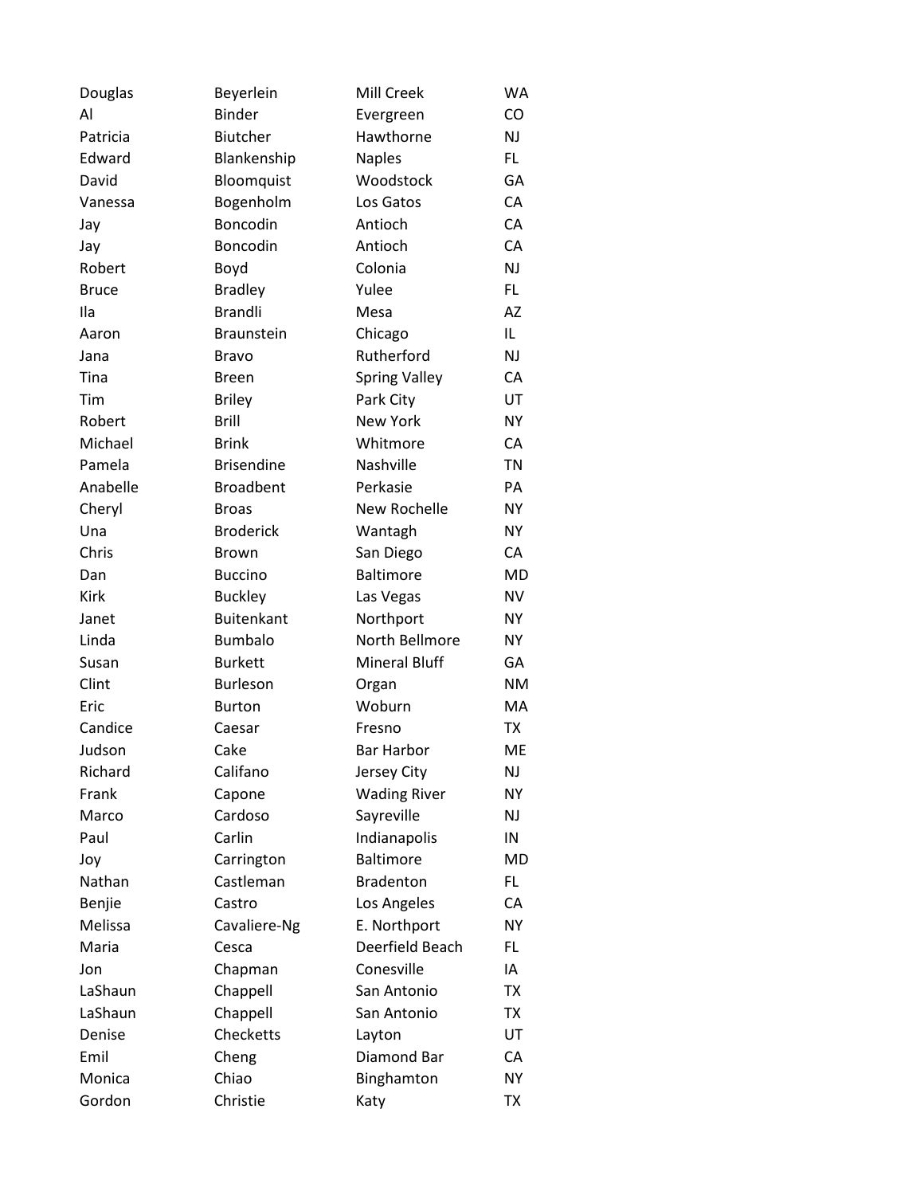| | | | |
|---|---|---|---|
| Douglas | Beyerlein | Mill Creek | WA |
| Al | Binder | Evergreen | CO |
| Patricia | Biutcher | Hawthorne | NJ |
| Edward | Blankenship | Naples | FL |
| David | Bloomquist | Woodstock | GA |
| Vanessa | Bogenholm | Los Gatos | CA |
| Jay | Boncodin | Antioch | CA |
| Jay | Boncodin | Antioch | CA |
| Robert | Boyd | Colonia | NJ |
| Bruce | Bradley | Yulee | FL |
| Ila | Brandli | Mesa | AZ |
| Aaron | Braunstein | Chicago | IL |
| Jana | Bravo | Rutherford | NJ |
| Tina | Breen | Spring Valley | CA |
| Tim | Briley | Park City | UT |
| Robert | Brill | New York | NY |
| Michael | Brink | Whitmore | CA |
| Pamela | Brisendine | Nashville | TN |
| Anabelle | Broadbent | Perkasie | PA |
| Cheryl | Broas | New Rochelle | NY |
| Una | Broderick | Wantagh | NY |
| Chris | Brown | San Diego | CA |
| Dan | Buccino | Baltimore | MD |
| Kirk | Buckley | Las Vegas | NV |
| Janet | Buitenkant | Northport | NY |
| Linda | Bumbalo | North Bellmore | NY |
| Susan | Burkett | Mineral Bluff | GA |
| Clint | Burleson | Organ | NM |
| Eric | Burton | Woburn | MA |
| Candice | Caesar | Fresno | TX |
| Judson | Cake | Bar Harbor | ME |
| Richard | Califano | Jersey City | NJ |
| Frank | Capone | Wading River | NY |
| Marco | Cardoso | Sayreville | NJ |
| Paul | Carlin | Indianapolis | IN |
| Joy | Carrington | Baltimore | MD |
| Nathan | Castleman | Bradenton | FL |
| Benjie | Castro | Los Angeles | CA |
| Melissa | Cavaliere-Ng | E. Northport | NY |
| Maria | Cesca | Deerfield Beach | FL |
| Jon | Chapman | Conesville | IA |
| LaShaun | Chappell | San Antonio | TX |
| LaShaun | Chappell | San Antonio | TX |
| Denise | Checketts | Layton | UT |
| Emil | Cheng | Diamond Bar | CA |
| Monica | Chiao | Binghamton | NY |
| Gordon | Christie | Katy | TX |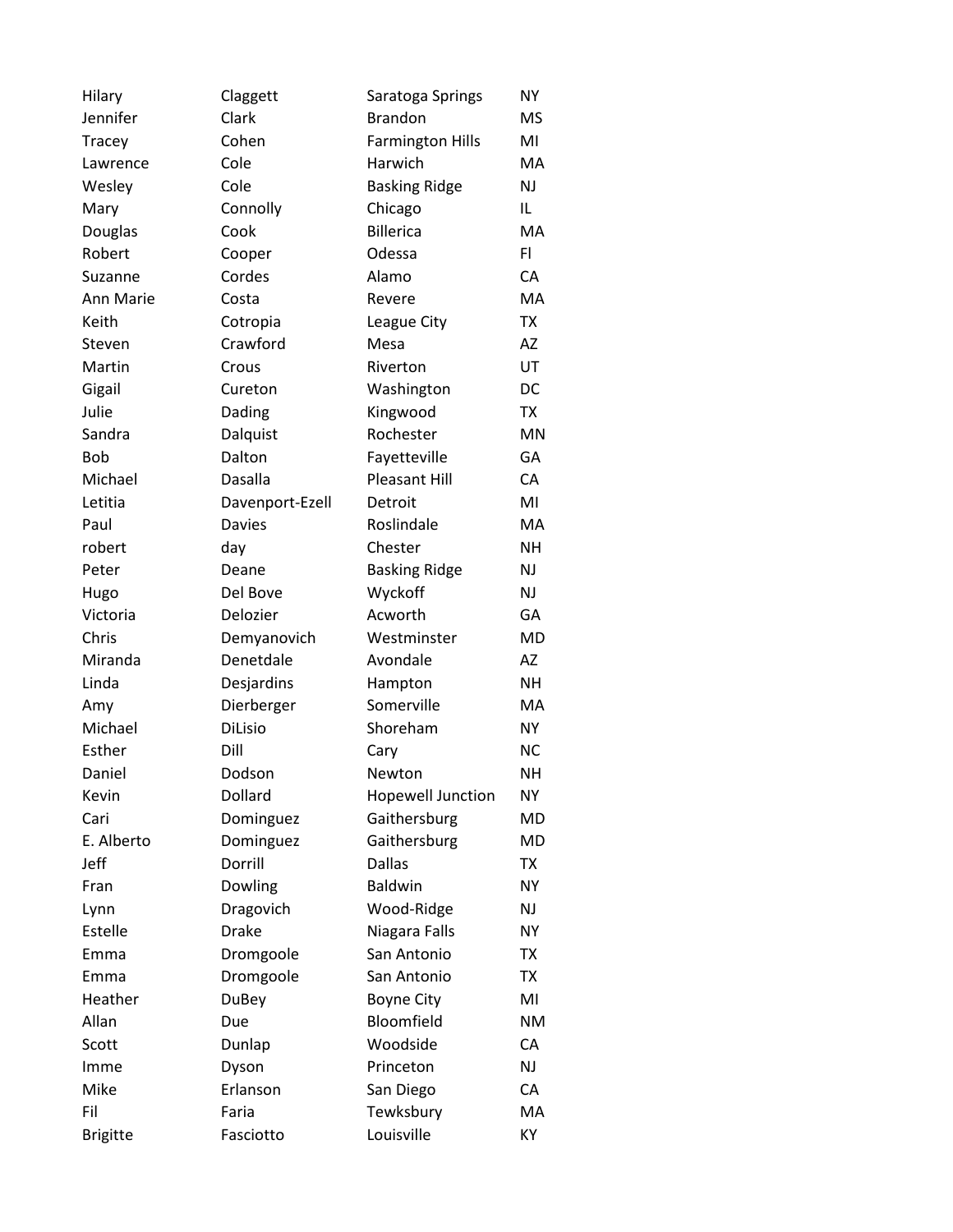| Hilary | Claggett | Saratoga Springs | NY |
|---|---|---|---|
| Jennifer | Clark | Brandon | MS |
| Tracey | Cohen | Farmington Hills | MI |
| Lawrence | Cole | Harwich | MA |
| Wesley | Cole | Basking Ridge | NJ |
| Mary | Connolly | Chicago | IL |
| Douglas | Cook | Billerica | MA |
| Robert | Cooper | Odessa | Fl |
| Suzanne | Cordes | Alamo | CA |
| Ann Marie | Costa | Revere | MA |
| Keith | Cotropia | League City | TX |
| Steven | Crawford | Mesa | AZ |
| Martin | Crous | Riverton | UT |
| Gigail | Cureton | Washington | DC |
| Julie | Dading | Kingwood | TX |
| Sandra | Dalquist | Rochester | MN |
| Bob | Dalton | Fayetteville | GA |
| Michael | Dasalla | Pleasant Hill | CA |
| Letitia | Davenport-Ezell | Detroit | MI |
| Paul | Davies | Roslindale | MA |
| robert | day | Chester | NH |
| Peter | Deane | Basking Ridge | NJ |
| Hugo | Del Bove | Wyckoff | NJ |
| Victoria | Delozier | Acworth | GA |
| Chris | Demyanovich | Westminster | MD |
| Miranda | Denetdale | Avondale | AZ |
| Linda | Desjardins | Hampton | NH |
| Amy | Dierberger | Somerville | MA |
| Michael | DiLisio | Shoreham | NY |
| Esther | Dill | Cary | NC |
| Daniel | Dodson | Newton | NH |
| Kevin | Dollard | Hopewell Junction | NY |
| Cari | Dominguez | Gaithersburg | MD |
| E. Alberto | Dominguez | Gaithersburg | MD |
| Jeff | Dorrill | Dallas | TX |
| Fran | Dowling | Baldwin | NY |
| Lynn | Dragovich | Wood-Ridge | NJ |
| Estelle | Drake | Niagara Falls | NY |
| Emma | Dromgoole | San Antonio | TX |
| Emma | Dromgoole | San Antonio | TX |
| Heather | DuBey | Boyne City | MI |
| Allan | Due | Bloomfield | NM |
| Scott | Dunlap | Woodside | CA |
| Imme | Dyson | Princeton | NJ |
| Mike | Erlanson | San Diego | CA |
| Fil | Faria | Tewksbury | MA |
| Brigitte | Fasciotto | Louisville | KY |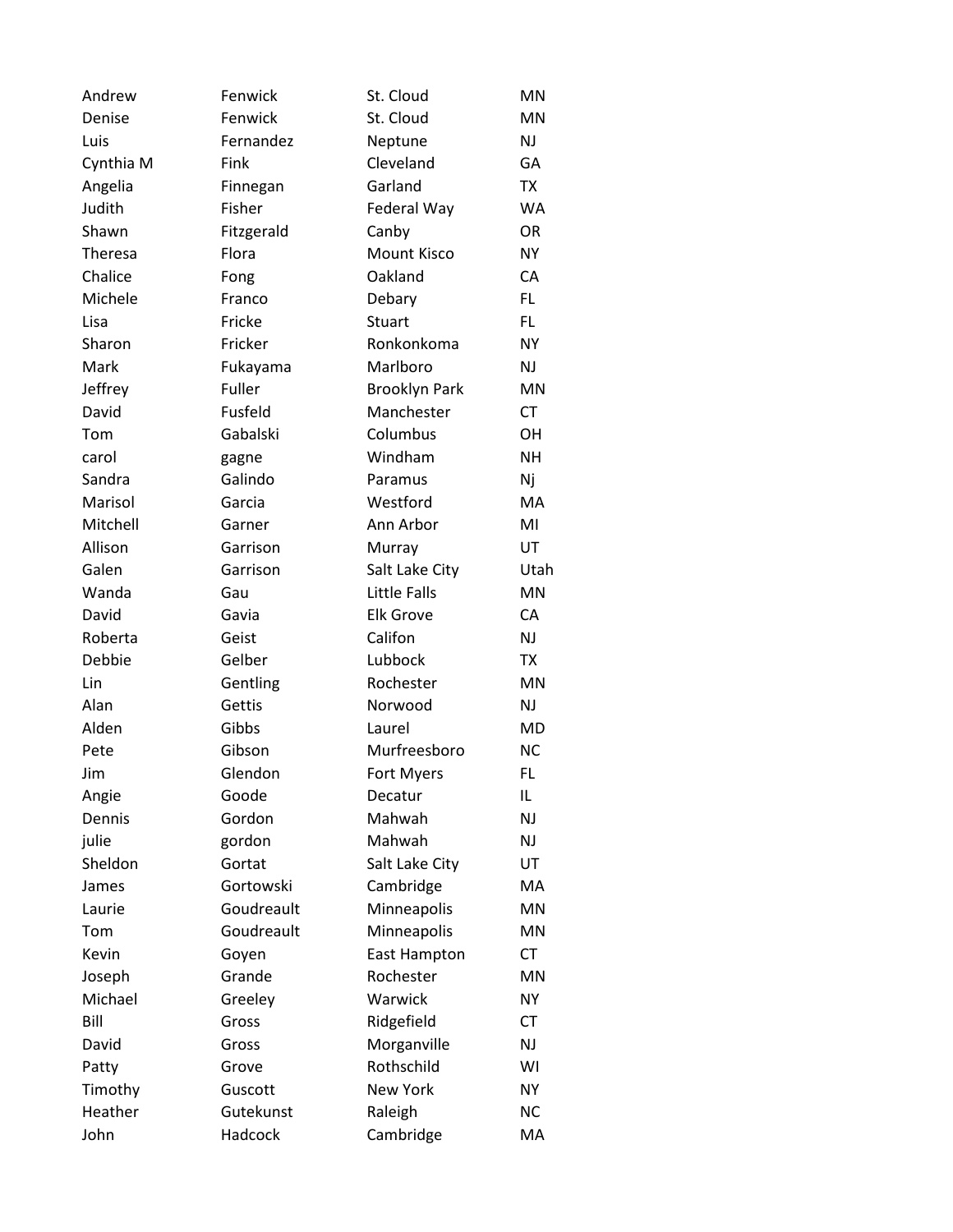| | | | |
|---|---|---|---|
| Andrew | Fenwick | St. Cloud | MN |
| Denise | Fenwick | St. Cloud | MN |
| Luis | Fernandez | Neptune | NJ |
| Cynthia M | Fink | Cleveland | GA |
| Angelia | Finnegan | Garland | TX |
| Judith | Fisher | Federal Way | WA |
| Shawn | Fitzgerald | Canby | OR |
| Theresa | Flora | Mount Kisco | NY |
| Chalice | Fong | Oakland | CA |
| Michele | Franco | Debary | FL |
| Lisa | Fricke | Stuart | FL |
| Sharon | Fricker | Ronkonkoma | NY |
| Mark | Fukayama | Marlboro | NJ |
| Jeffrey | Fuller | Brooklyn Park | MN |
| David | Fusfeld | Manchester | CT |
| Tom | Gabalski | Columbus | OH |
| carol | gagne | Windham | NH |
| Sandra | Galindo | Paramus | Nj |
| Marisol | Garcia | Westford | MA |
| Mitchell | Garner | Ann Arbor | MI |
| Allison | Garrison | Murray | UT |
| Galen | Garrison | Salt Lake City | Utah |
| Wanda | Gau | Little Falls | MN |
| David | Gavia | Elk Grove | CA |
| Roberta | Geist | Califon | NJ |
| Debbie | Gelber | Lubbock | TX |
| Lin | Gentling | Rochester | MN |
| Alan | Gettis | Norwood | NJ |
| Alden | Gibbs | Laurel | MD |
| Pete | Gibson | Murfreesboro | NC |
| Jim | Glendon | Fort Myers | FL |
| Angie | Goode | Decatur | IL |
| Dennis | Gordon | Mahwah | NJ |
| julie | gordon | Mahwah | NJ |
| Sheldon | Gortat | Salt Lake City | UT |
| James | Gortowski | Cambridge | MA |
| Laurie | Goudreault | Minneapolis | MN |
| Tom | Goudreault | Minneapolis | MN |
| Kevin | Goyen | East Hampton | CT |
| Joseph | Grande | Rochester | MN |
| Michael | Greeley | Warwick | NY |
| Bill | Gross | Ridgefield | CT |
| David | Gross | Morganville | NJ |
| Patty | Grove | Rothschild | WI |
| Timothy | Guscott | New York | NY |
| Heather | Gutekunst | Raleigh | NC |
| John | Hadcock | Cambridge | MA |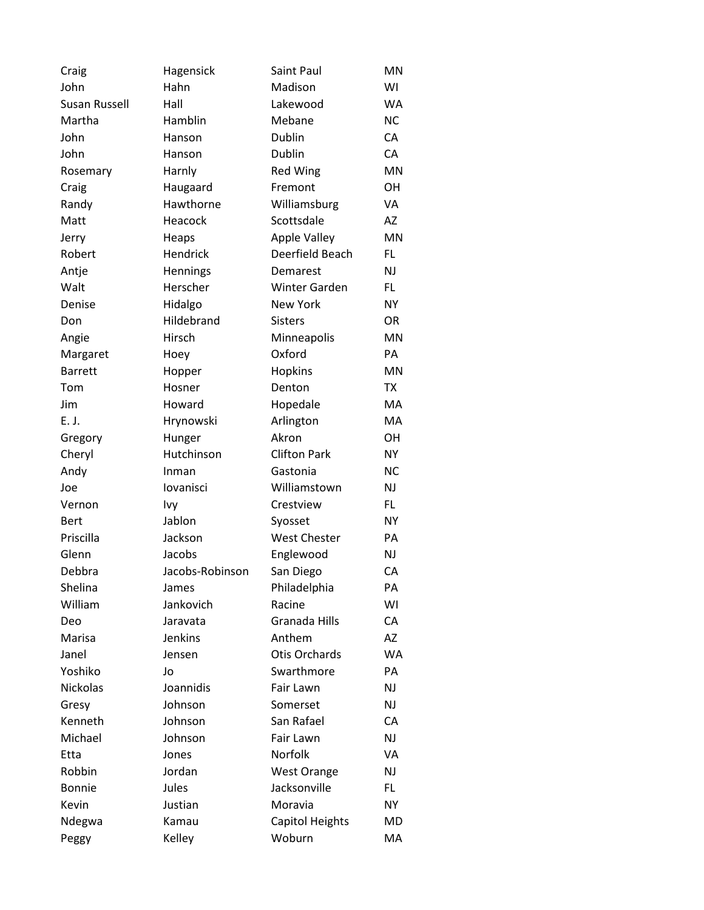| | | | |
|---|---|---|---|
| Craig | Hagensick | Saint Paul | MN |
| John | Hahn | Madison | WI |
| Susan Russell | Hall | Lakewood | WA |
| Martha | Hamblin | Mebane | NC |
| John | Hanson | Dublin | CA |
| John | Hanson | Dublin | CA |
| Rosemary | Harnly | Red Wing | MN |
| Craig | Haugaard | Fremont | OH |
| Randy | Hawthorne | Williamsburg | VA |
| Matt | Heacock | Scottsdale | AZ |
| Jerry | Heaps | Apple Valley | MN |
| Robert | Hendrick | Deerfield Beach | FL |
| Antje | Hennings | Demarest | NJ |
| Walt | Herscher | Winter Garden | FL |
| Denise | Hidalgo | New York | NY |
| Don | Hildebrand | Sisters | OR |
| Angie | Hirsch | Minneapolis | MN |
| Margaret | Hoey | Oxford | PA |
| Barrett | Hopper | Hopkins | MN |
| Tom | Hosner | Denton | TX |
| Jim | Howard | Hopedale | MA |
| E. J. | Hrynowski | Arlington | MA |
| Gregory | Hunger | Akron | OH |
| Cheryl | Hutchinson | Clifton Park | NY |
| Andy | Inman | Gastonia | NC |
| Joe | Iovanisci | Williamstown | NJ |
| Vernon | Ivy | Crestview | FL |
| Bert | Jablon | Syosset | NY |
| Priscilla | Jackson | West Chester | PA |
| Glenn | Jacobs | Englewood | NJ |
| Debbra | Jacobs-Robinson | San Diego | CA |
| Shelina | James | Philadelphia | PA |
| William | Jankovich | Racine | WI |
| Deo | Jaravata | Granada Hills | CA |
| Marisa | Jenkins | Anthem | AZ |
| Janel | Jensen | Otis Orchards | WA |
| Yoshiko | Jo | Swarthmore | PA |
| Nickolas | Joannidis | Fair Lawn | NJ |
| Gresy | Johnson | Somerset | NJ |
| Kenneth | Johnson | San Rafael | CA |
| Michael | Johnson | Fair Lawn | NJ |
| Etta | Jones | Norfolk | VA |
| Robbin | Jordan | West Orange | NJ |
| Bonnie | Jules | Jacksonville | FL |
| Kevin | Justian | Moravia | NY |
| Ndegwa | Kamau | Capitol Heights | MD |
| Peggy | Kelley | Woburn | MA |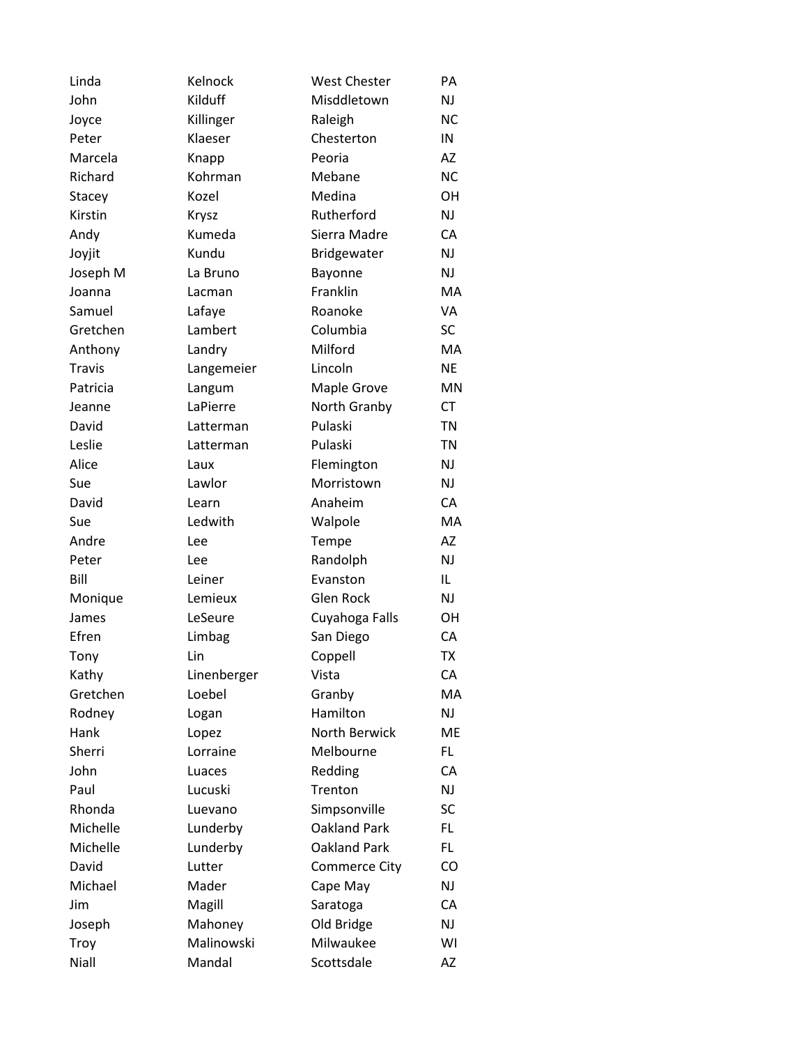| | | | |
|---|---|---|---|
| Linda | Kelnock | West Chester | PA |
| John | Kilduff | Misddletown | NJ |
| Joyce | Killinger | Raleigh | NC |
| Peter | Klaeser | Chesterton | IN |
| Marcela | Knapp | Peoria | AZ |
| Richard | Kohrman | Mebane | NC |
| Stacey | Kozel | Medina | OH |
| Kirstin | Krysz | Rutherford | NJ |
| Andy | Kumeda | Sierra Madre | CA |
| Joyjit | Kundu | Bridgewater | NJ |
| Joseph M | La Bruno | Bayonne | NJ |
| Joanna | Lacman | Franklin | MA |
| Samuel | Lafaye | Roanoke | VA |
| Gretchen | Lambert | Columbia | SC |
| Anthony | Landry | Milford | MA |
| Travis | Langemeier | Lincoln | NE |
| Patricia | Langum | Maple Grove | MN |
| Jeanne | LaPierre | North Granby | CT |
| David | Latterman | Pulaski | TN |
| Leslie | Latterman | Pulaski | TN |
| Alice | Laux | Flemington | NJ |
| Sue | Lawlor | Morristown | NJ |
| David | Learn | Anaheim | CA |
| Sue | Ledwith | Walpole | MA |
| Andre | Lee | Tempe | AZ |
| Peter | Lee | Randolph | NJ |
| Bill | Leiner | Evanston | IL |
| Monique | Lemieux | Glen Rock | NJ |
| James | LeSeure | Cuyahoga Falls | OH |
| Efren | Limbag | San Diego | CA |
| Tony | Lin | Coppell | TX |
| Kathy | Linenberger | Vista | CA |
| Gretchen | Loebel | Granby | MA |
| Rodney | Logan | Hamilton | NJ |
| Hank | Lopez | North Berwick | ME |
| Sherri | Lorraine | Melbourne | FL |
| John | Luaces | Redding | CA |
| Paul | Lucuski | Trenton | NJ |
| Rhonda | Luevano | Simpsonville | SC |
| Michelle | Lunderby | Oakland Park | FL |
| Michelle | Lunderby | Oakland Park | FL |
| David | Lutter | Commerce City | CO |
| Michael | Mader | Cape May | NJ |
| Jim | Magill | Saratoga | CA |
| Joseph | Mahoney | Old Bridge | NJ |
| Troy | Malinowski | Milwaukee | WI |
| Niall | Mandal | Scottsdale | AZ |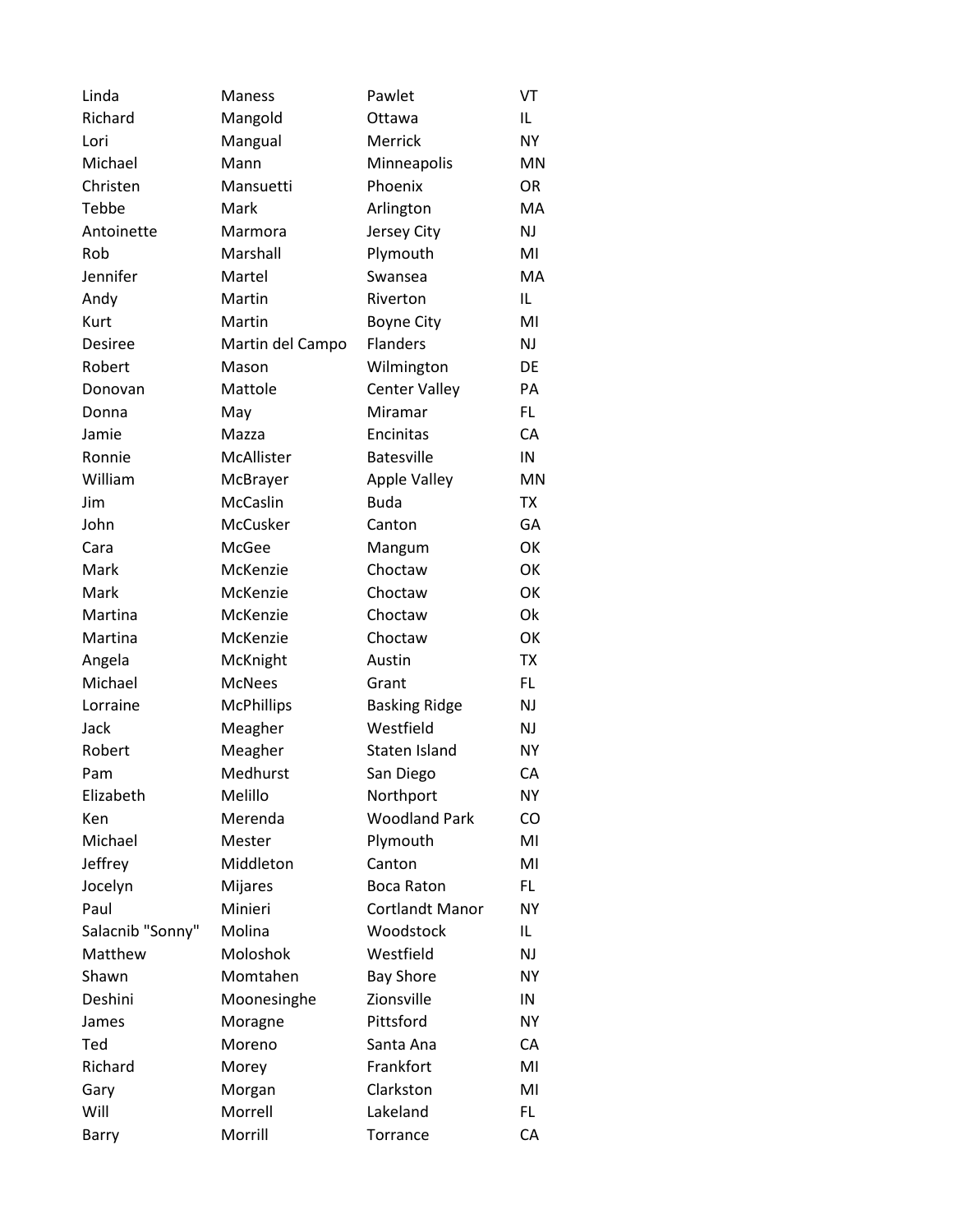| | | | |
|---|---|---|---|
| Linda | Maness | Pawlet | VT |
| Richard | Mangold | Ottawa | IL |
| Lori | Mangual | Merrick | NY |
| Michael | Mann | Minneapolis | MN |
| Christen | Mansuetti | Phoenix | OR |
| Tebbe | Mark | Arlington | MA |
| Antoinette | Marmora | Jersey City | NJ |
| Rob | Marshall | Plymouth | MI |
| Jennifer | Martel | Swansea | MA |
| Andy | Martin | Riverton | IL |
| Kurt | Martin | Boyne City | MI |
| Desiree | Martin del Campo | Flanders | NJ |
| Robert | Mason | Wilmington | DE |
| Donovan | Mattole | Center Valley | PA |
| Donna | May | Miramar | FL |
| Jamie | Mazza | Encinitas | CA |
| Ronnie | McAllister | Batesville | IN |
| William | McBrayer | Apple Valley | MN |
| Jim | McCaslin | Buda | TX |
| John | McCusker | Canton | GA |
| Cara | McGee | Mangum | OK |
| Mark | McKenzie | Choctaw | OK |
| Mark | McKenzie | Choctaw | OK |
| Martina | McKenzie | Choctaw | Ok |
| Martina | McKenzie | Choctaw | OK |
| Angela | McKnight | Austin | TX |
| Michael | McNees | Grant | FL |
| Lorraine | McPhillips | Basking Ridge | NJ |
| Jack | Meagher | Westfield | NJ |
| Robert | Meagher | Staten Island | NY |
| Pam | Medhurst | San Diego | CA |
| Elizabeth | Melillo | Northport | NY |
| Ken | Merenda | Woodland Park | CO |
| Michael | Mester | Plymouth | MI |
| Jeffrey | Middleton | Canton | MI |
| Jocelyn | Mijares | Boca Raton | FL |
| Paul | Minieri | Cortlandt Manor | NY |
| Salacnib "Sonny" | Molina | Woodstock | IL |
| Matthew | Moloshok | Westfield | NJ |
| Shawn | Momtahen | Bay Shore | NY |
| Deshini | Moonesinghe | Zionsville | IN |
| James | Moragne | Pittsford | NY |
| Ted | Moreno | Santa Ana | CA |
| Richard | Morey | Frankfort | MI |
| Gary | Morgan | Clarkston | MI |
| Will | Morrell | Lakeland | FL |
| Barry | Morrill | Torrance | CA |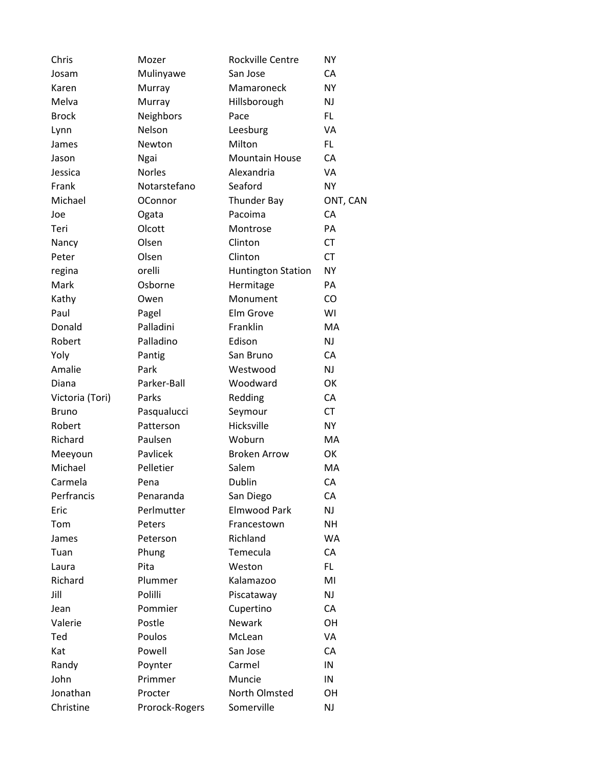| | | | |
|---|---|---|---|
| Chris | Mozer | Rockville Centre | NY |
| Josam | Mulinyawe | San Jose | CA |
| Karen | Murray | Mamaroneck | NY |
| Melva | Murray | Hillsborough | NJ |
| Brock | Neighbors | Pace | FL |
| Lynn | Nelson | Leesburg | VA |
| James | Newton | Milton | FL |
| Jason | Ngai | Mountain House | CA |
| Jessica | Norles | Alexandria | VA |
| Frank | Notarstefano | Seaford | NY |
| Michael | OConnor | Thunder Bay | ONT, CAN |
| Joe | Ogata | Pacoima | CA |
| Teri | Olcott | Montrose | PA |
| Nancy | Olsen | Clinton | CT |
| Peter | Olsen | Clinton | CT |
| regina | orelli | Huntington Station | NY |
| Mark | Osborne | Hermitage | PA |
| Kathy | Owen | Monument | CO |
| Paul | Pagel | Elm Grove | WI |
| Donald | Palladini | Franklin | MA |
| Robert | Palladino | Edison | NJ |
| Yoly | Pantig | San Bruno | CA |
| Amalie | Park | Westwood | NJ |
| Diana | Parker-Ball | Woodward | OK |
| Victoria (Tori) | Parks | Redding | CA |
| Bruno | Pasqualucci | Seymour | CT |
| Robert | Patterson | Hicksville | NY |
| Richard | Paulsen | Woburn | MA |
| Meeyoun | Pavlicek | Broken Arrow | OK |
| Michael | Pelletier | Salem | MA |
| Carmela | Pena | Dublin | CA |
| Perfrancis | Penaranda | San Diego | CA |
| Eric | Perlmutter | Elmwood Park | NJ |
| Tom | Peters | Francestown | NH |
| James | Peterson | Richland | WA |
| Tuan | Phung | Temecula | CA |
| Laura | Pita | Weston | FL |
| Richard | Plummer | Kalamazoo | MI |
| Jill | Polilli | Piscataway | NJ |
| Jean | Pommier | Cupertino | CA |
| Valerie | Postle | Newark | OH |
| Ted | Poulos | McLean | VA |
| Kat | Powell | San Jose | CA |
| Randy | Poynter | Carmel | IN |
| John | Primmer | Muncie | IN |
| Jonathan | Procter | North Olmsted | OH |
| Christine | Prorock-Rogers | Somerville | NJ |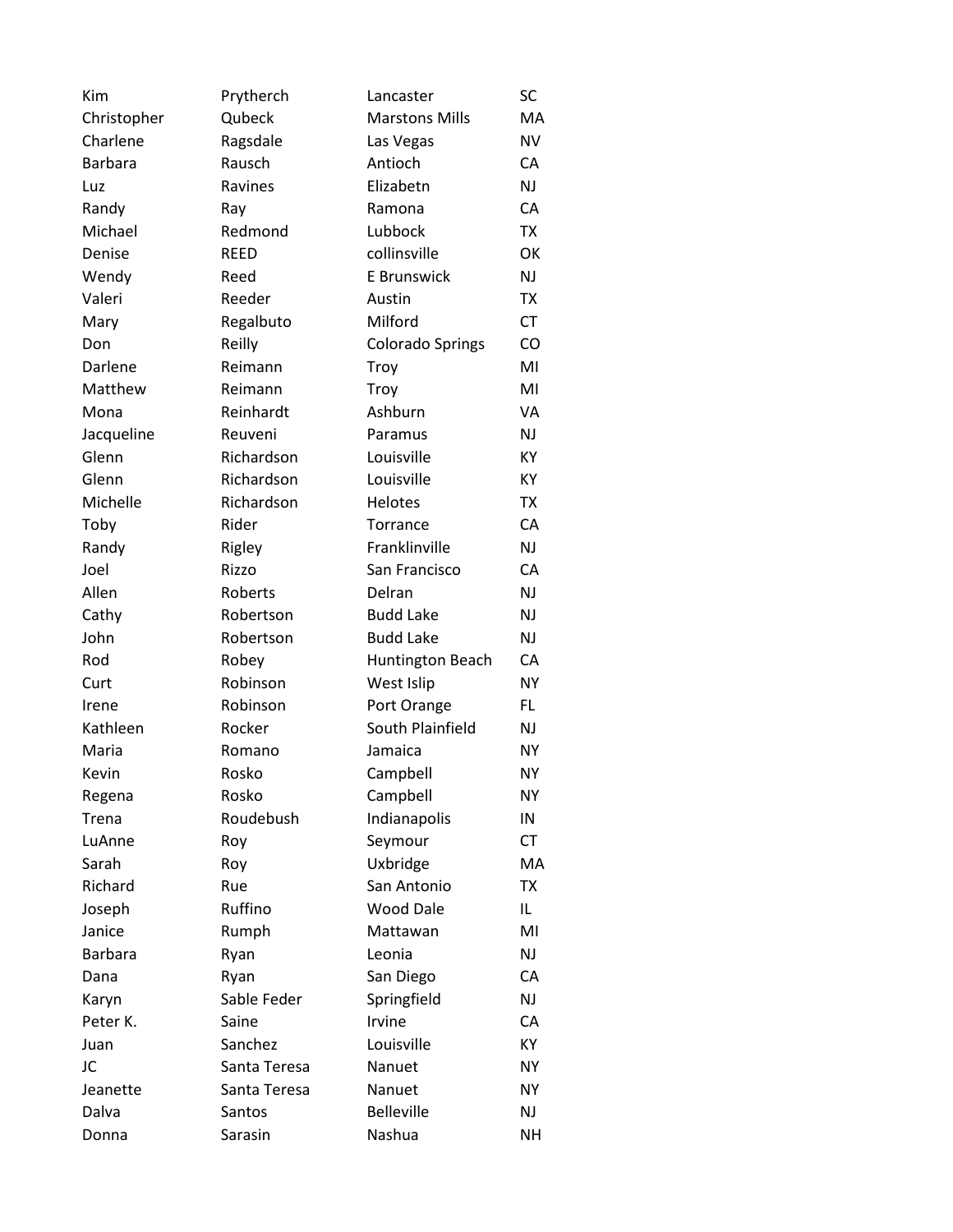| | | | |
|---|---|---|---|
| Kim | Prytherch | Lancaster | SC |
| Christopher | Qubeck | Marstons Mills | MA |
| Charlene | Ragsdale | Las Vegas | NV |
| Barbara | Rausch | Antioch | CA |
| Luz | Ravines | Elizabetn | NJ |
| Randy | Ray | Ramona | CA |
| Michael | Redmond | Lubbock | TX |
| Denise | REED | collinsville | OK |
| Wendy | Reed | E Brunswick | NJ |
| Valeri | Reeder | Austin | TX |
| Mary | Regalbuto | Milford | CT |
| Don | Reilly | Colorado Springs | CO |
| Darlene | Reimann | Troy | MI |
| Matthew | Reimann | Troy | MI |
| Mona | Reinhardt | Ashburn | VA |
| Jacqueline | Reuveni | Paramus | NJ |
| Glenn | Richardson | Louisville | KY |
| Glenn | Richardson | Louisville | KY |
| Michelle | Richardson | Helotes | TX |
| Toby | Rider | Torrance | CA |
| Randy | Rigley | Franklinville | NJ |
| Joel | Rizzo | San Francisco | CA |
| Allen | Roberts | Delran | NJ |
| Cathy | Robertson | Budd Lake | NJ |
| John | Robertson | Budd Lake | NJ |
| Rod | Robey | Huntington Beach | CA |
| Curt | Robinson | West Islip | NY |
| Irene | Robinson | Port Orange | FL |
| Kathleen | Rocker | South Plainfield | NJ |
| Maria | Romano | Jamaica | NY |
| Kevin | Rosko | Campbell | NY |
| Regena | Rosko | Campbell | NY |
| Trena | Roudebush | Indianapolis | IN |
| LuAnne | Roy | Seymour | CT |
| Sarah | Roy | Uxbridge | MA |
| Richard | Rue | San Antonio | TX |
| Joseph | Ruffino | Wood Dale | IL |
| Janice | Rumph | Mattawan | MI |
| Barbara | Ryan | Leonia | NJ |
| Dana | Ryan | San Diego | CA |
| Karyn | Sable Feder | Springfield | NJ |
| Peter K. | Saine | Irvine | CA |
| Juan | Sanchez | Louisville | KY |
| JC | Santa Teresa | Nanuet | NY |
| Jeanette | Santa Teresa | Nanuet | NY |
| Dalva | Santos | Belleville | NJ |
| Donna | Sarasin | Nashua | NH |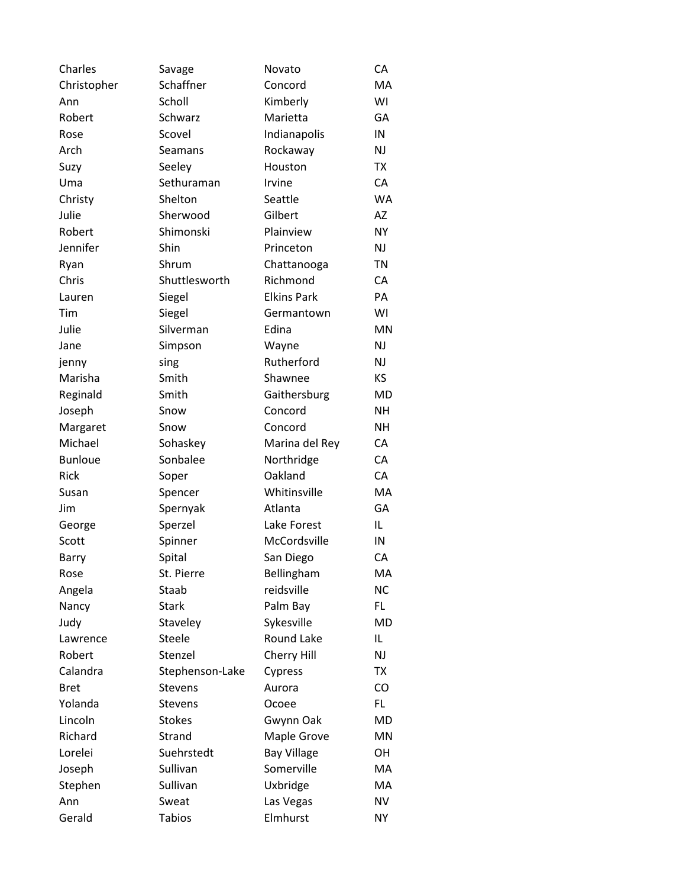| Charles | Savage | Novato | CA |
| --- | --- | --- | --- |
| Christopher | Schaffner | Concord | MA |
| Ann | Scholl | Kimberly | WI |
| Robert | Schwarz | Marietta | GA |
| Rose | Scovel | Indianapolis | IN |
| Arch | Seamans | Rockaway | NJ |
| Suzy | Seeley | Houston | TX |
| Uma | Sethuraman | Irvine | CA |
| Christy | Shelton | Seattle | WA |
| Julie | Sherwood | Gilbert | AZ |
| Robert | Shimonski | Plainview | NY |
| Jennifer | Shin | Princeton | NJ |
| Ryan | Shrum | Chattanooga | TN |
| Chris | Shuttlesworth | Richmond | CA |
| Lauren | Siegel | Elkins Park | PA |
| Tim | Siegel | Germantown | WI |
| Julie | Silverman | Edina | MN |
| Jane | Simpson | Wayne | NJ |
| jenny | sing | Rutherford | NJ |
| Marisha | Smith | Shawnee | KS |
| Reginald | Smith | Gaithersburg | MD |
| Joseph | Snow | Concord | NH |
| Margaret | Snow | Concord | NH |
| Michael | Sohaskey | Marina del Rey | CA |
| Bunloue | Sonbalee | Northridge | CA |
| Rick | Soper | Oakland | CA |
| Susan | Spencer | Whitinsville | MA |
| Jim | Spernyak | Atlanta | GA |
| George | Sperzel | Lake Forest | IL |
| Scott | Spinner | McCordsville | IN |
| Barry | Spital | San Diego | CA |
| Rose | St. Pierre | Bellingham | MA |
| Angela | Staab | reidsville | NC |
| Nancy | Stark | Palm Bay | FL |
| Judy | Staveley | Sykesville | MD |
| Lawrence | Steele | Round Lake | IL |
| Robert | Stenzel | Cherry Hill | NJ |
| Calandra | Stephenson-Lake | Cypress | TX |
| Bret | Stevens | Aurora | CO |
| Yolanda | Stevens | Ocoee | FL |
| Lincoln | Stokes | Gwynn Oak | MD |
| Richard | Strand | Maple Grove | MN |
| Lorelei | Suehrstedt | Bay Village | OH |
| Joseph | Sullivan | Somerville | MA |
| Stephen | Sullivan | Uxbridge | MA |
| Ann | Sweat | Las Vegas | NV |
| Gerald | Tabios | Elmhurst | NY |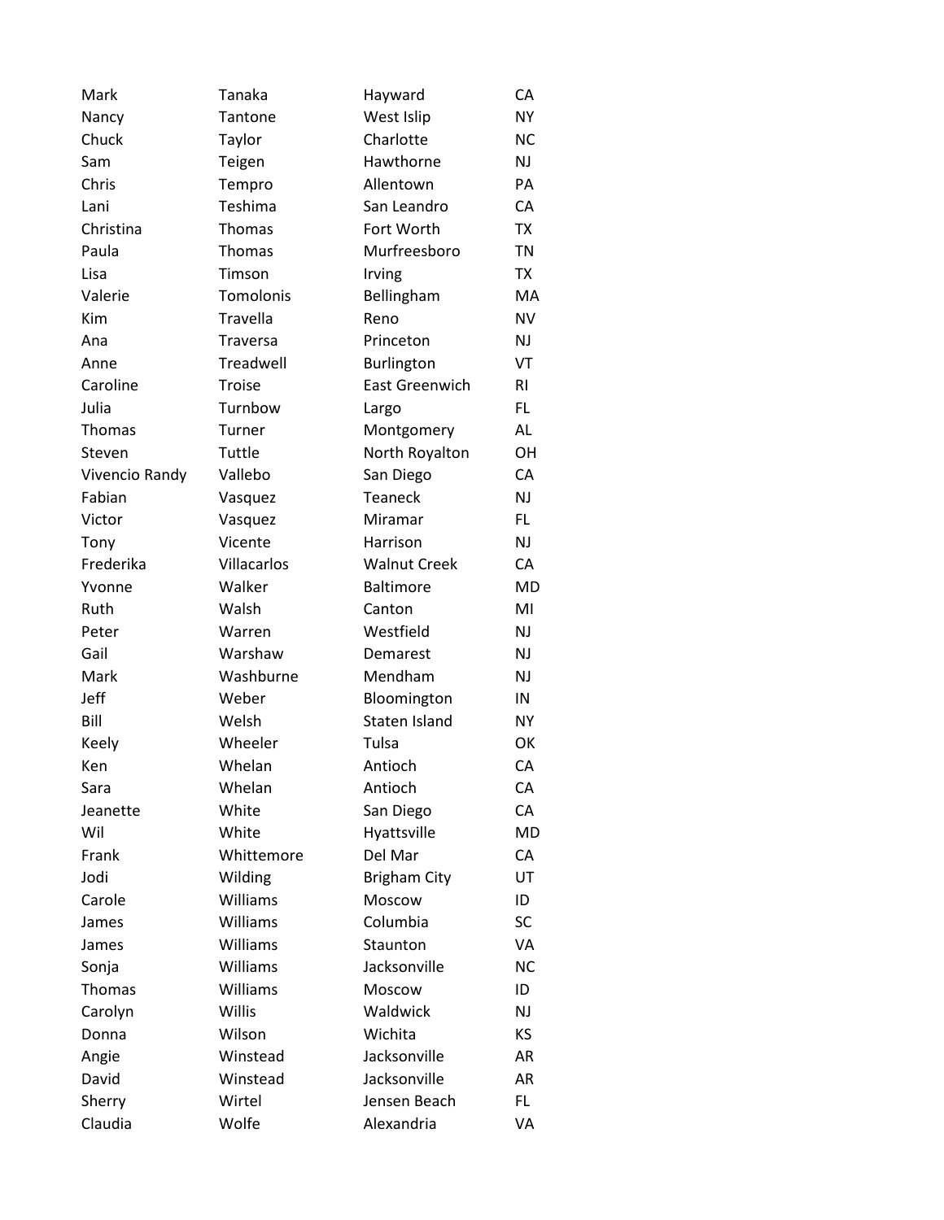| | | | |
|---|---|---|---|
| Mark | Tanaka | Hayward | CA |
| Nancy | Tantone | West Islip | NY |
| Chuck | Taylor | Charlotte | NC |
| Sam | Teigen | Hawthorne | NJ |
| Chris | Tempro | Allentown | PA |
| Lani | Teshima | San Leandro | CA |
| Christina | Thomas | Fort Worth | TX |
| Paula | Thomas | Murfreesboro | TN |
| Lisa | Timson | Irving | TX |
| Valerie | Tomolonis | Bellingham | MA |
| Kim | Travella | Reno | NV |
| Ana | Traversa | Princeton | NJ |
| Anne | Treadwell | Burlington | VT |
| Caroline | Troise | East Greenwich | RI |
| Julia | Turnbow | Largo | FL |
| Thomas | Turner | Montgomery | AL |
| Steven | Tuttle | North Royalton | OH |
| Vivencio Randy | Vallebo | San Diego | CA |
| Fabian | Vasquez | Teaneck | NJ |
| Victor | Vasquez | Miramar | FL |
| Tony | Vicente | Harrison | NJ |
| Frederika | Villacarlos | Walnut Creek | CA |
| Yvonne | Walker | Baltimore | MD |
| Ruth | Walsh | Canton | MI |
| Peter | Warren | Westfield | NJ |
| Gail | Warshaw | Demarest | NJ |
| Mark | Washburne | Mendham | NJ |
| Jeff | Weber | Bloomington | IN |
| Bill | Welsh | Staten Island | NY |
| Keely | Wheeler | Tulsa | OK |
| Ken | Whelan | Antioch | CA |
| Sara | Whelan | Antioch | CA |
| Jeanette | White | San Diego | CA |
| Wil | White | Hyattsville | MD |
| Frank | Whittemore | Del Mar | CA |
| Jodi | Wilding | Brigham City | UT |
| Carole | Williams | Moscow | ID |
| James | Williams | Columbia | SC |
| James | Williams | Staunton | VA |
| Sonja | Williams | Jacksonville | NC |
| Thomas | Williams | Moscow | ID |
| Carolyn | Willis | Waldwick | NJ |
| Donna | Wilson | Wichita | KS |
| Angie | Winstead | Jacksonville | AR |
| David | Winstead | Jacksonville | AR |
| Sherry | Wirtel | Jensen Beach | FL |
| Claudia | Wolfe | Alexandria | VA |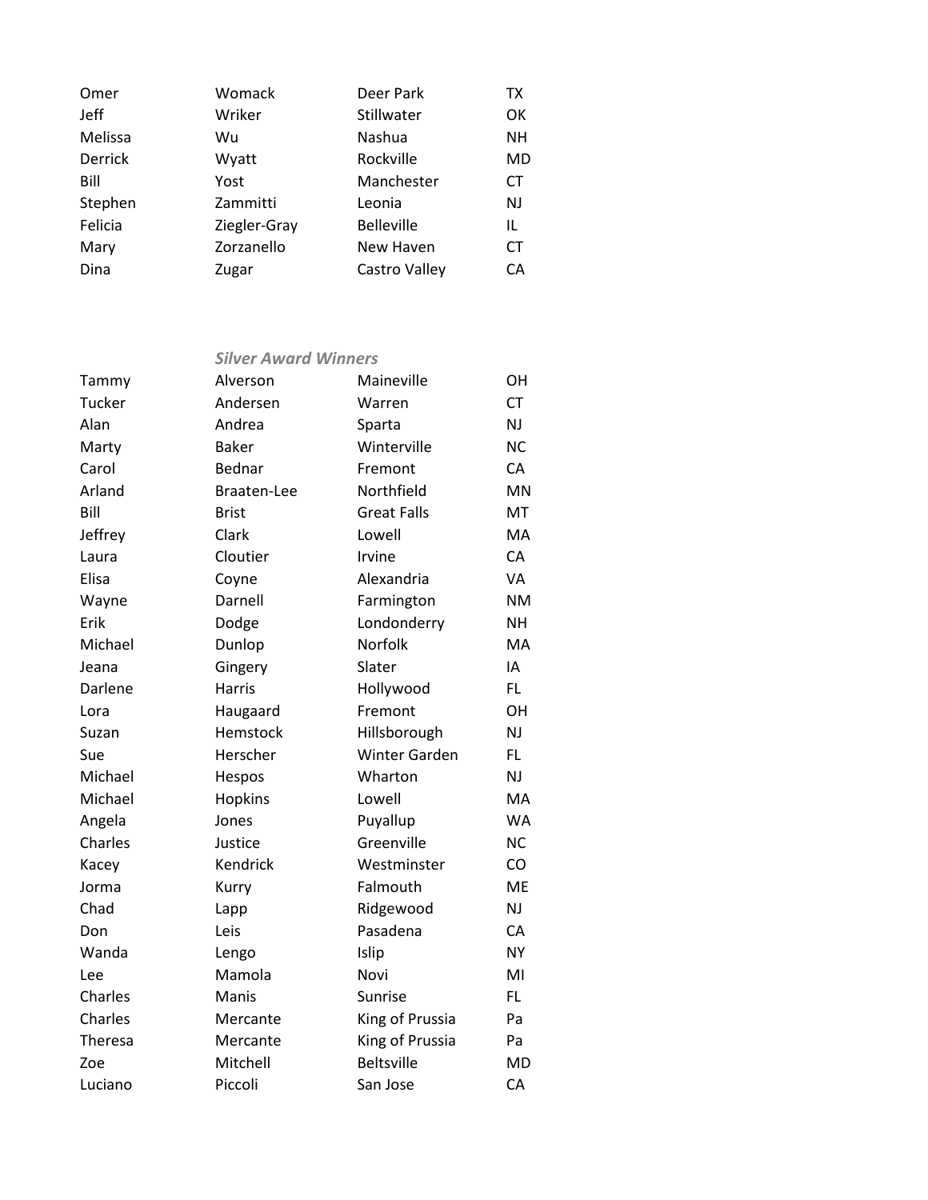| | | | |
|---|---|---|---|
| Omer | Womack | Deer Park | TX |
| Jeff | Wriker | Stillwater | OK |
| Melissa | Wu | Nashua | NH |
| Derrick | Wyatt | Rockville | MD |
| Bill | Yost | Manchester | CT |
| Stephen | Zammitti | Leonia | NJ |
| Felicia | Ziegler-Gray | Belleville | IL |
| Mary | Zorzanello | New Haven | CT |
| Dina | Zugar | Castro Valley | CA |

***Silver Award Winners***

| | | | |
|---|---|---|---|
| Tammy | Alverson | Maineville | OH |
| Tucker | Andersen | Warren | CT |
| Alan | Andrea | Sparta | NJ |
| Marty | Baker | Winterville | NC |
| Carol | Bednar | Fremont | CA |
| Arland | Braaten-Lee | Northfield | MN |
| Bill | Brist | Great Falls | MT |
| Jeffrey | Clark | Lowell | MA |
| Laura | Cloutier | Irvine | CA |
| Elisa | Coyne | Alexandria | VA |
| Wayne | Darnell | Farmington | NM |
| Erik | Dodge | Londonderry | NH |
| Michael | Dunlop | Norfolk | MA |
| Jeana | Gingery | Slater | IA |
| Darlene | Harris | Hollywood | FL |
| Lora | Haugaard | Fremont | OH |
| Suzan | Hemstock | Hillsborough | NJ |
| Sue | Herscher | Winter Garden | FL |
| Michael | Hespos | Wharton | NJ |
| Michael | Hopkins | Lowell | MA |
| Angela | Jones | Puyallup | WA |
| Charles | Justice | Greenville | NC |
| Kacey | Kendrick | Westminster | CO |
| Jorma | Kurry | Falmouth | ME |
| Chad | Lapp | Ridgewood | NJ |
| Don | Leis | Pasadena | CA |
| Wanda | Lengo | Islip | NY |
| Lee | Mamola | Novi | MI |
| Charles | Manis | Sunrise | FL |
| Charles | Mercante | King of Prussia | Pa |
| Theresa | Mercante | King of Prussia | Pa |
| Zoe | Mitchell | Beltsville | MD |
| Luciano | Piccoli | San Jose | CA |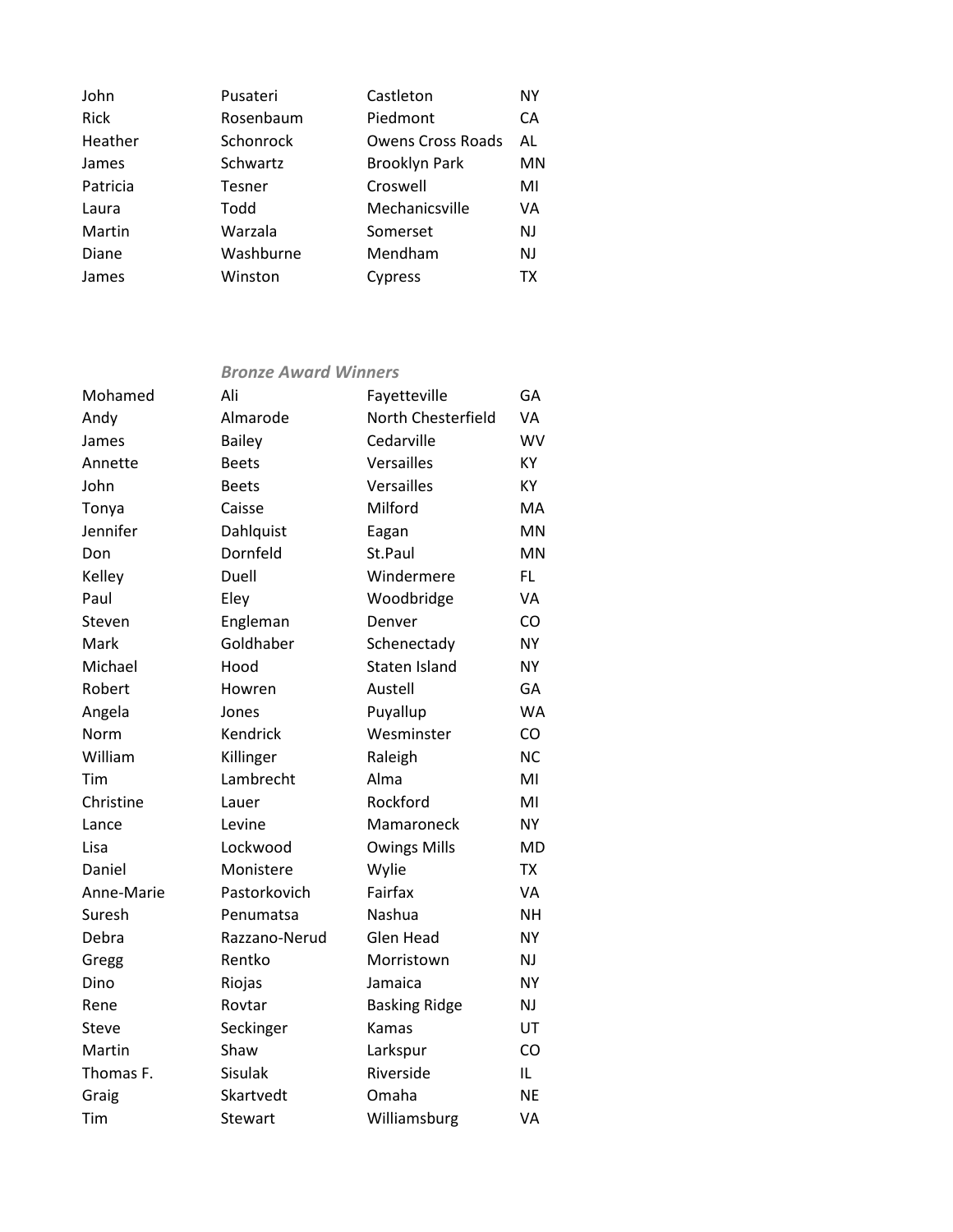| | | | |
|---|---|---|---|
| John | Pusateri | Castleton | NY |
| Rick | Rosenbaum | Piedmont | CA |
| Heather | Schonrock | Owens Cross Roads | AL |
| James | Schwartz | Brooklyn Park | MN |
| Patricia | Tesner | Croswell | MI |
| Laura | Todd | Mechanicsville | VA |
| Martin | Warzala | Somerset | NJ |
| Diane | Washburne | Mendham | NJ |
| James | Winston | Cypress | TX |

***Bronze Award Winners***

| | | | |
|---|---|---|---|
| Mohamed | Ali | Fayetteville | GA |
| Andy | Almarode | North Chesterfield | VA |
| James | Bailey | Cedarville | WV |
| Annette | Beets | Versailles | KY |
| John | Beets | Versailles | KY |
| Tonya | Caisse | Milford | MA |
| Jennifer | Dahlquist | Eagan | MN |
| Don | Dornfeld | St.Paul | MN |
| Kelley | Duell | Windermere | FL |
| Paul | Eley | Woodbridge | VA |
| Steven | Engleman | Denver | CO |
| Mark | Goldhaber | Schenectady | NY |
| Michael | Hood | Staten Island | NY |
| Robert | Howren | Austell | GA |
| Angela | Jones | Puyallup | WA |
| Norm | Kendrick | Wesminster | CO |
| William | Killinger | Raleigh | NC |
| Tim | Lambrecht | Alma | MI |
| Christine | Lauer | Rockford | MI |
| Lance | Levine | Mamaroneck | NY |
| Lisa | Lockwood | Owings Mills | MD |
| Daniel | Monistere | Wylie | TX |
| Anne-Marie | Pastorkovich | Fairfax | VA |
| Suresh | Penumatsa | Nashua | NH |
| Debra | Razzano-Nerud | Glen Head | NY |
| Gregg | Rentko | Morristown | NJ |
| Dino | Riojas | Jamaica | NY |
| Rene | Rovtar | Basking Ridge | NJ |
| Steve | Seckinger | Kamas | UT |
| Martin | Shaw | Larkspur | CO |
| Thomas F. | Sisulak | Riverside | IL |
| Graig | Skartvedt | Omaha | NE |
| Tim | Stewart | Williamsburg | VA |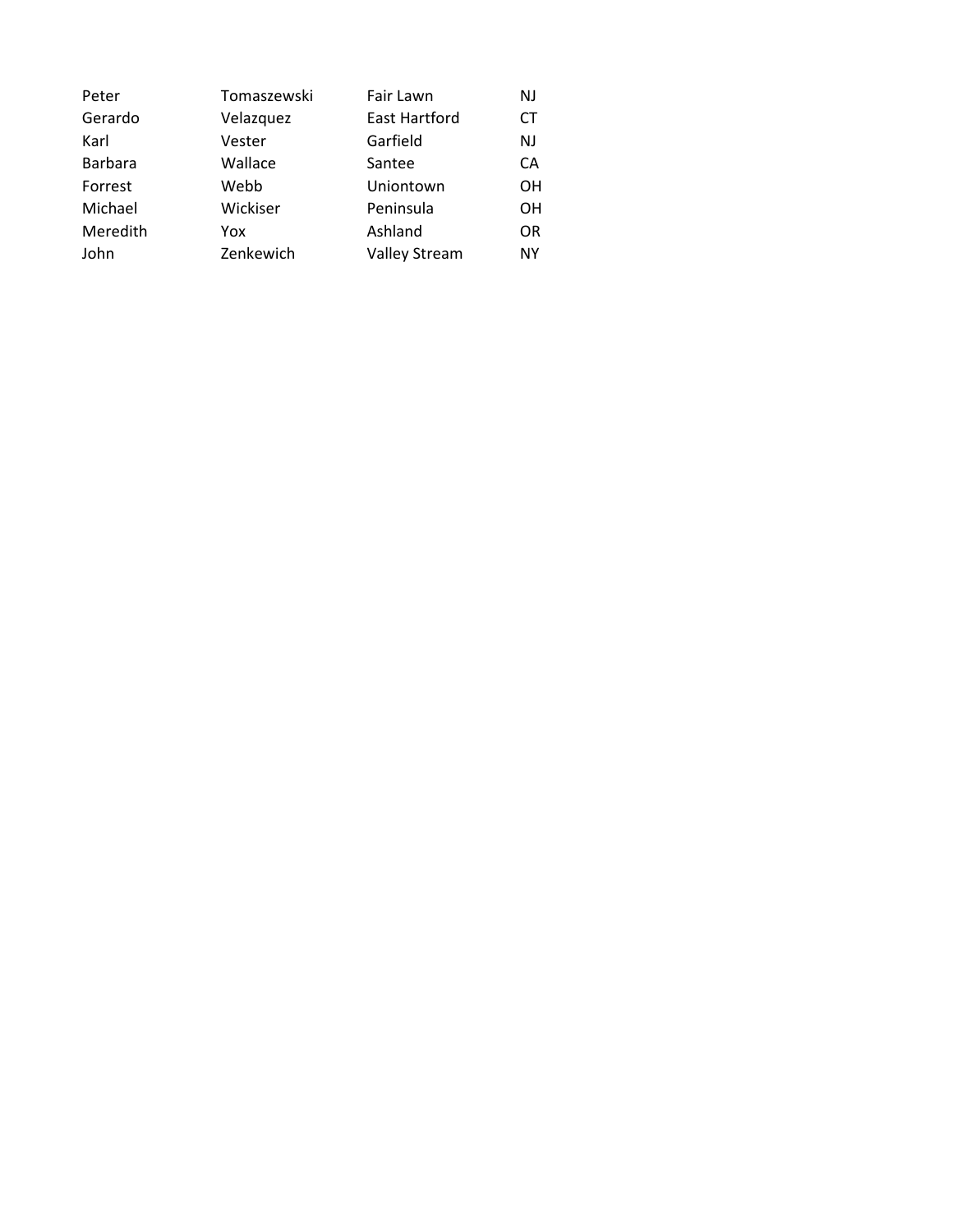| | | | |
|---|---|---|---|
| Peter | Tomaszewski | Fair Lawn | NJ |
| Gerardo | Velazquez | East Hartford | CT |
| Karl | Vester | Garfield | NJ |
| Barbara | Wallace | Santee | CA |
| Forrest | Webb | Uniontown | OH |
| Michael | Wickiser | Peninsula | OH |
| Meredith | Yox | Ashland | OR |
| John | Zenkewich | Valley Stream | NY |